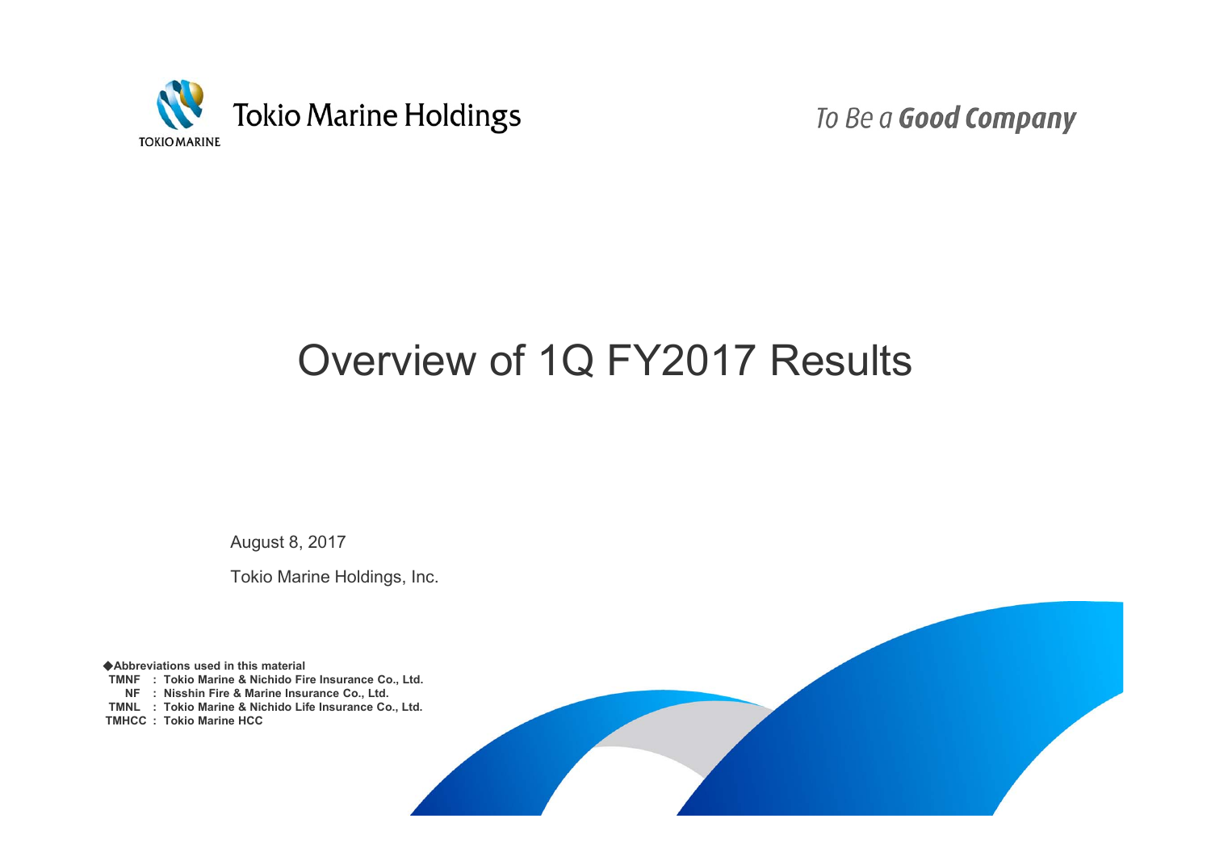Tokio Marine Holdings

*To Be a* ***Good Company***

# Overview of 1Q FY2017 Results

August 8, 2017

Tokio Marine Holdings, Inc.

**◆Abbreviations used in this material**

**TMNF : Tokio Marine & Nichido Fire Insurance Co., Ltd.**
**NF : Nisshin Fire & Marine Insurance Co., Ltd.**
**TMNL : Tokio Marine & Nichido Life Insurance Co., Ltd.**
**TMHCC : Tokio Marine HCC**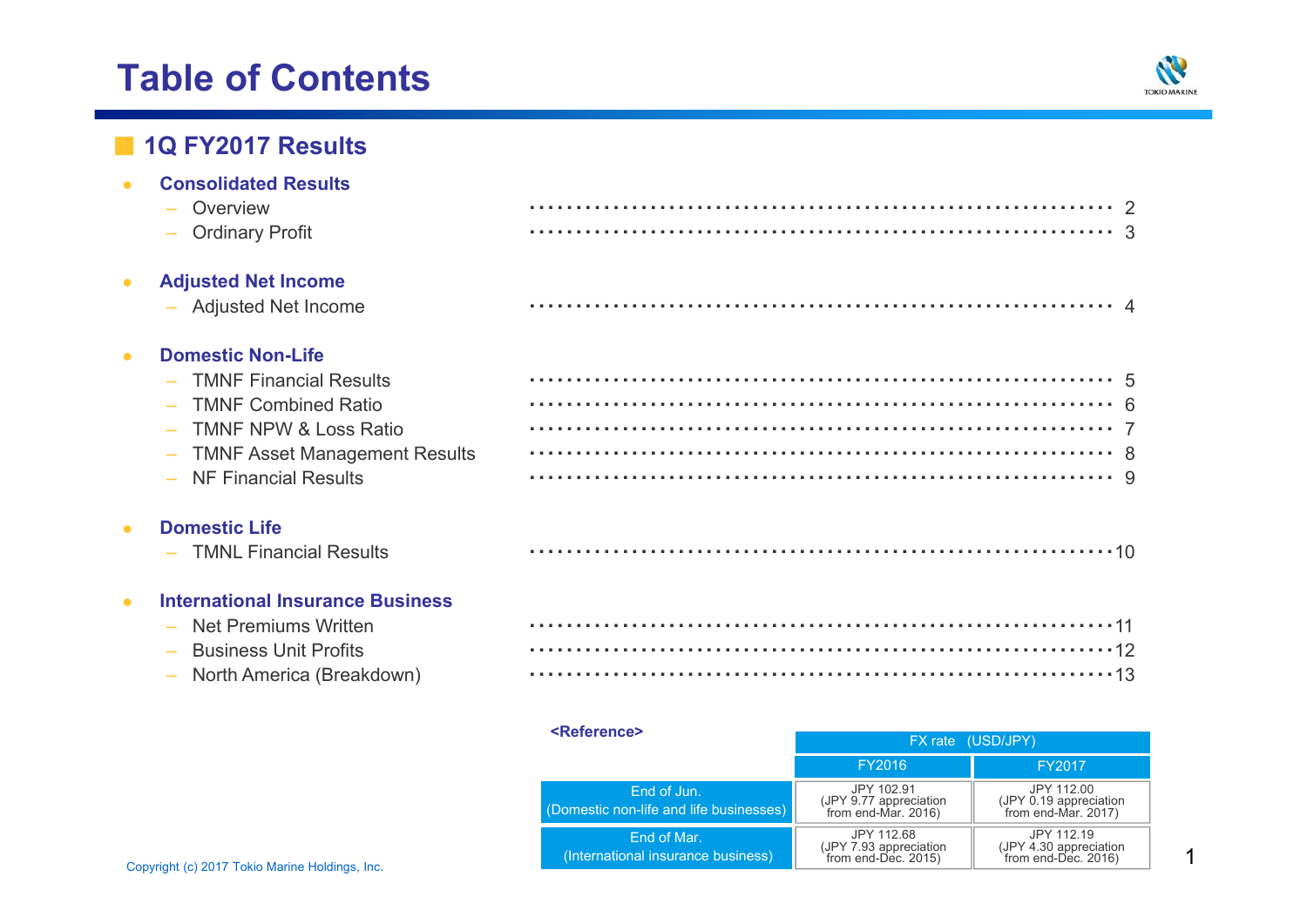# Table of Contents

## 1Q FY2017 Results

- **Consolidated Results**
  - Overview ........ 2
  - Ordinary Profit ........ 3
- **Adjusted Net Income**
  - Adjusted Net Income ........ 4
- **Domestic Non-Life**
  - TMNF Financial Results ........ 5
  - TMNF Combined Ratio ........ 6
  - TMNF NPW & Loss Ratio ........ 7
  - TMNF Asset Management Results ........ 8
  - NF Financial Results ........ 9
- **Domestic Life**
  - TMNL Financial Results ........ 10
- **International Insurance Business**
  - Net Premiums Written ........ 11
  - Business Unit Profits ........ 12
  - North America (Breakdown) ........ 13

**<Reference>**

| | FX rate (USD/JPY) | |
|---|---|---|
| | FY2016 | FY2017 |
| End of Jun. (Domestic non-life and life businesses) | JPY 102.91 (JPY 9.77 appreciation from end-Mar. 2016) | JPY 112.00 (JPY 0.19 appreciation from end-Mar. 2017) |
| End of Mar. (International insurance business) | JPY 112.68 (JPY 7.93 appreciation from end-Dec. 2015) | JPY 112.19 (JPY 4.30 appreciation from end-Dec. 2016) |

Copyright (c) 2017 Tokio Marine Holdings, Inc.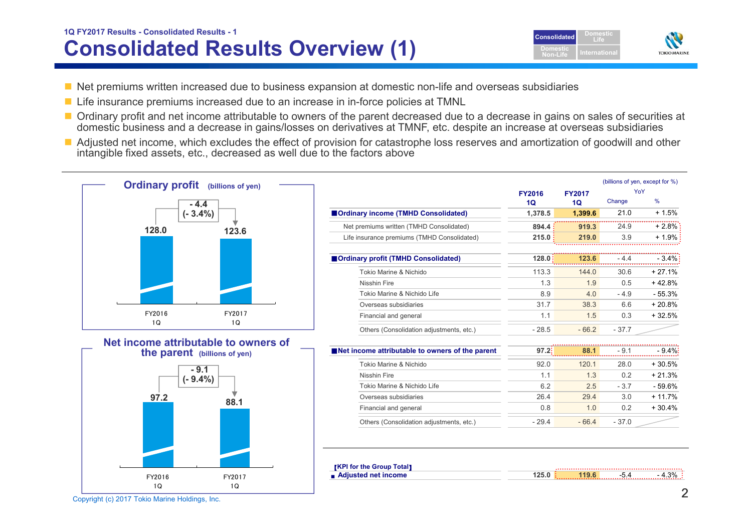1Q FY2017 Results - Consolidated Results - 1

# Consolidated Results Overview (1)

- Net premiums written increased due to business expansion at domestic non-life and overseas subsidiaries
- Life insurance premiums increased due to an increase in in-force policies at TMNL
- Ordinary profit and net income attributable to owners of the parent decreased due to a decrease in gains on sales of securities at domestic business and a decrease in gains/losses on derivatives at TMNF, etc. despite an increase at overseas subsidiaries
- Adjusted net income, which excludes the effect of provision for catastrophe loss reserves and amortization of goodwill and other intangible fixed assets, etc., decreased as well due to the factors above

**Ordinary profit** (billions of yen)

| | FY2016 1Q | FY2017 1Q |
|---|---|---|
| Ordinary profit | 128.0 | 123.6 |

Change: - 4.4 (- 3.4%)

**Net income attributable to owners of the parent** (billions of yen)

| | FY2016 1Q | FY2017 1Q |
|---|---|---|
| Net income attributable to owners of the parent | 97.2 | 88.1 |

Change: - 9.1 (- 9.4%)

(billions of yen, except for %)

| | FY2016 1Q | FY2017 1Q | YoY Change | YoY % |
|---|---|---|---|---|
| **Ordinary income (TMHD Consolidated)** | 1,378.5 | 1,399.6 | 21.0 | + 1.5% |
| Net premiums written (TMHD Consolidated) | 894.4 | 919.3 | 24.9 | + 2.8% |
| Life insurance premiums (TMHD Consolidated) | 215.0 | 219.0 | 3.9 | + 1.9% |
| **Ordinary profit (TMHD Consolidated)** | 128.0 | 123.6 | - 4.4 | - 3.4% |
| Tokio Marine & Nichido | 113.3 | 144.0 | 30.6 | + 27.1% |
| Nisshin Fire | 1.3 | 1.9 | 0.5 | + 42.8% |
| Tokio Marine & Nichido Life | 8.9 | 4.0 | - 4.9 | - 55.3% |
| Overseas subsidiaries | 31.7 | 38.3 | 6.6 | + 20.8% |
| Financial and general | 1.1 | 1.5 | 0.3 | + 32.5% |
| Others (Consolidation adjustments, etc.) | - 28.5 | - 66.2 | - 37.7 | |
| **Net income attributable to owners of the parent** | 97.2 | 88.1 | - 9.1 | - 9.4% |
| Tokio Marine & Nichido | 92.0 | 120.1 | 28.0 | + 30.5% |
| Nisshin Fire | 1.1 | 1.3 | 0.2 | + 21.3% |
| Tokio Marine & Nichido Life | 6.2 | 2.5 | - 3.7 | - 59.6% |
| Overseas subsidiaries | 26.4 | 29.4 | 3.0 | + 11.7% |
| Financial and general | 0.8 | 1.0 | 0.2 | + 30.4% |
| Others (Consolidation adjustments, etc.) | - 29.4 | - 66.4 | - 37.0 | |

【KPI for the Group Total】

| | FY2016 1Q | FY2017 1Q | YoY Change | YoY % |
|---|---|---|---|---|
| **Adjusted net income** | 125.0 | 119.6 | -5.4 | - 4.3% |

Copyright (c) 2017 Tokio Marine Holdings, Inc.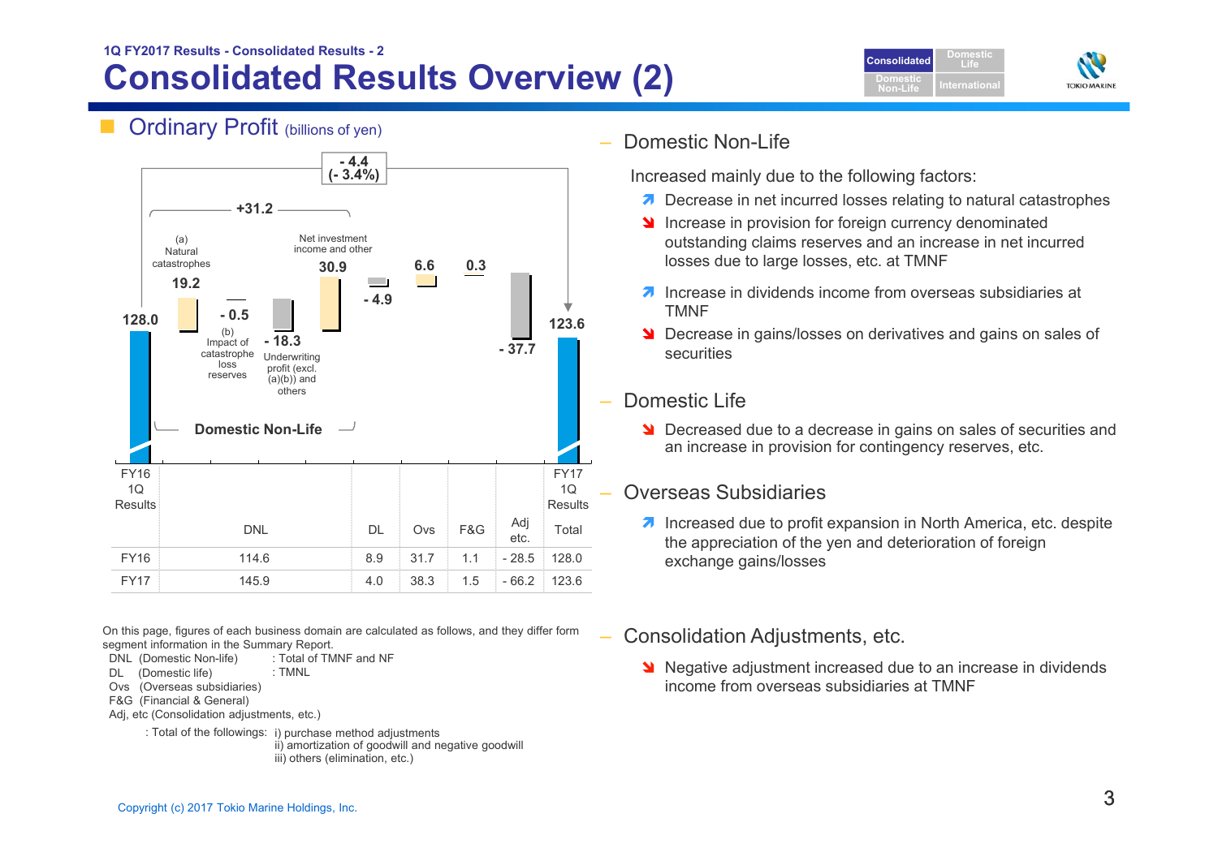1Q FY2017 Results - Consolidated Results - 2

# Consolidated Results Overview (2)

## Ordinary Profit (billions of yen)

- 4.4 (- 3.4%)

+31.2

FY16 1Q Results: 128.0

(a) Natural catastrophes: 19.2

(b) Impact of catastrophe loss reserves: - 0.5

Underwriting profit (excl. (a)(b)) and others: - 18.3

Net investment income and other: 30.9

Domestic Non-Life

DL: - 4.9

Ovs: 6.6

F&G: 0.3

Adj etc.: - 37.7

FY17 1Q Results: 123.6

| | DNL | DL | Ovs | F&G | Adj etc. | Total |
|---|---|---|---|---|---|---|
| FY16 | 114.6 | 8.9 | 31.7 | 1.1 | - 28.5 | 128.0 |
| FY17 | 145.9 | 4.0 | 38.3 | 1.5 | - 66.2 | 123.6 |

On this page, figures of each business domain are calculated as follows, and they differ form segment information in the Summary Report.

- DNL (Domestic Non-life) : Total of TMNF and NF
- DL (Domestic life) : TMNL
- Ovs (Overseas subsidiaries)
- F&G (Financial & General)
- Adj, etc (Consolidation adjustments, etc.)
  : Total of the followings: i) purchase method adjustments
  ii) amortization of goodwill and negative goodwill
  iii) others (elimination, etc.)

### Domestic Non-Life

Increased mainly due to the following factors:

- ↑ Decrease in net incurred losses relating to natural catastrophes
- ↓ Increase in provision for foreign currency denominated outstanding claims reserves and an increase in net incurred losses due to large losses, etc. at TMNF
- ↑ Increase in dividends income from overseas subsidiaries at TMNF
- ↓ Decrease in gains/losses on derivatives and gains on sales of securities

### Domestic Life

- ↓ Decreased due to a decrease in gains on sales of securities and an increase in provision for contingency reserves, etc.

### Overseas Subsidiaries

- ↑ Increased due to profit expansion in North America, etc. despite the appreciation of the yen and deterioration of foreign exchange gains/losses

### Consolidation Adjustments, etc.

- ↓ Negative adjustment increased due to an increase in dividends income from overseas subsidiaries at TMNF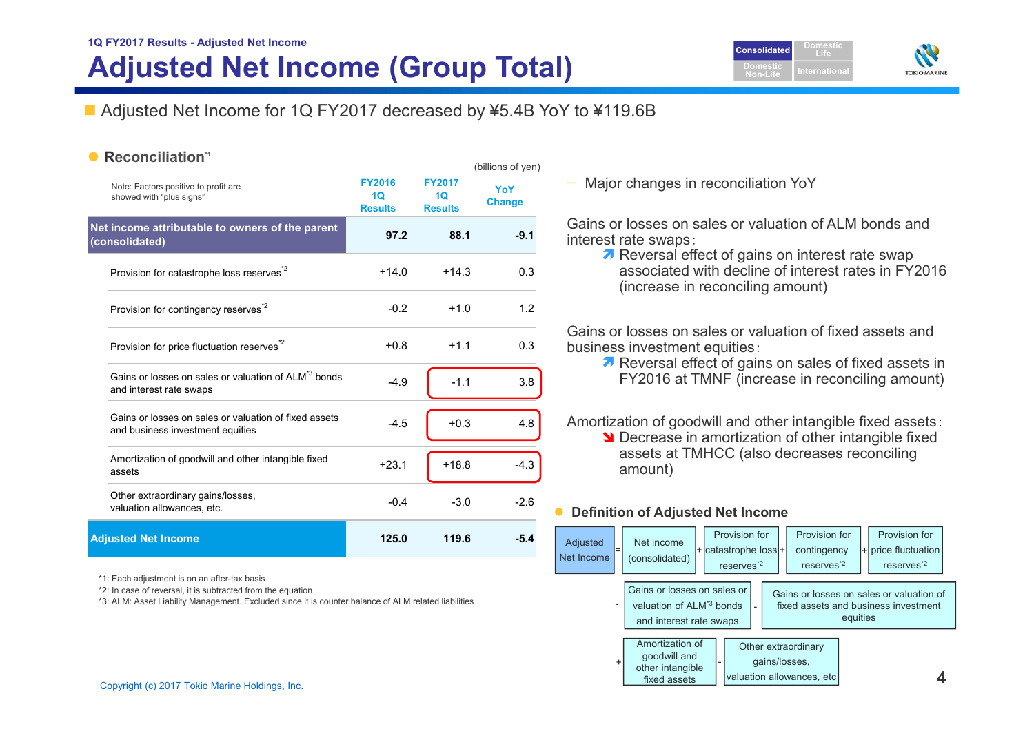1Q FY2017 Results - Adjusted Net Income

# Adjusted Net Income (Group Total)

■ Adjusted Net Income for 1Q FY2017 decreased by ¥5.4B YoY to ¥119.6B

## Reconciliation[*1]

(billions of yen)

Note: Factors positive to profit are showed with "plus signs"

| | FY2016 1Q Results | FY2017 1Q Results | YoY Change |
|---|---|---|---|
| **Net income attributable to owners of the parent (consolidated)** | **97.2** | **88.1** | **-9.1** |
| Provision for catastrophe loss reserves[*2] | +14.0 | +14.3 | 0.3 |
| Provision for contingency reserves[*2] | -0.2 | +1.0 | 1.2 |
| Provision for price fluctuation reserves[*2] | +0.8 | +1.1 | 0.3 |
| Gains or losses on sales or valuation of ALM[*3] bonds and interest rate swaps | -4.9 | -1.1 | 3.8 |
| Gains or losses on sales or valuation of fixed assets and business investment equities | -4.5 | +0.3 | 4.8 |
| Amortization of goodwill and other intangible fixed assets | +23.1 | +18.8 | -4.3 |
| Other extraordinary gains/losses, valuation allowances, etc. | -0.4 | -3.0 | -2.6 |
| **Adjusted Net Income** | **125.0** | **119.6** | **-5.4** |

*1: Each adjustment is on an after-tax basis
*2: In case of reversal, it is subtracted from the equation
*3: ALM: Asset Liability Management. Excluded since it is counter balance of ALM related liabilities

— Major changes in reconciliation YoY

Gains or losses on sales or valuation of ALM bonds and interest rate swaps:
- ↗ Reversal effect of gains on interest rate swap associated with decline of interest rates in FY2016 (increase in reconciling amount)

Gains or losses on sales or valuation of fixed assets and business investment equities:
- ↗ Reversal effect of gains on sales of fixed assets in FY2016 at TMNF (increase in reconciling amount)

Amortization of goodwill and other intangible fixed assets:
- ↘ Decrease in amortization of other intangible fixed assets at TMHCC (also decreases reconciling amount)

## Definition of Adjusted Net Income

Adjusted Net Income = Net income (consolidated) + Provision for catastrophe loss reserves[*2] + Provision for contingency reserves[*2] + Provision for price fluctuation reserves[*2] - Gains or losses on sales or valuation of ALM[*3] bonds and interest rate swaps - Gains or losses on sales or valuation of fixed assets and business investment equities + Amortization of goodwill and other intangible fixed assets - Other extraordinary gains/losses, valuation allowances, etc

Copyright (c) 2017 Tokio Marine Holdings, Inc.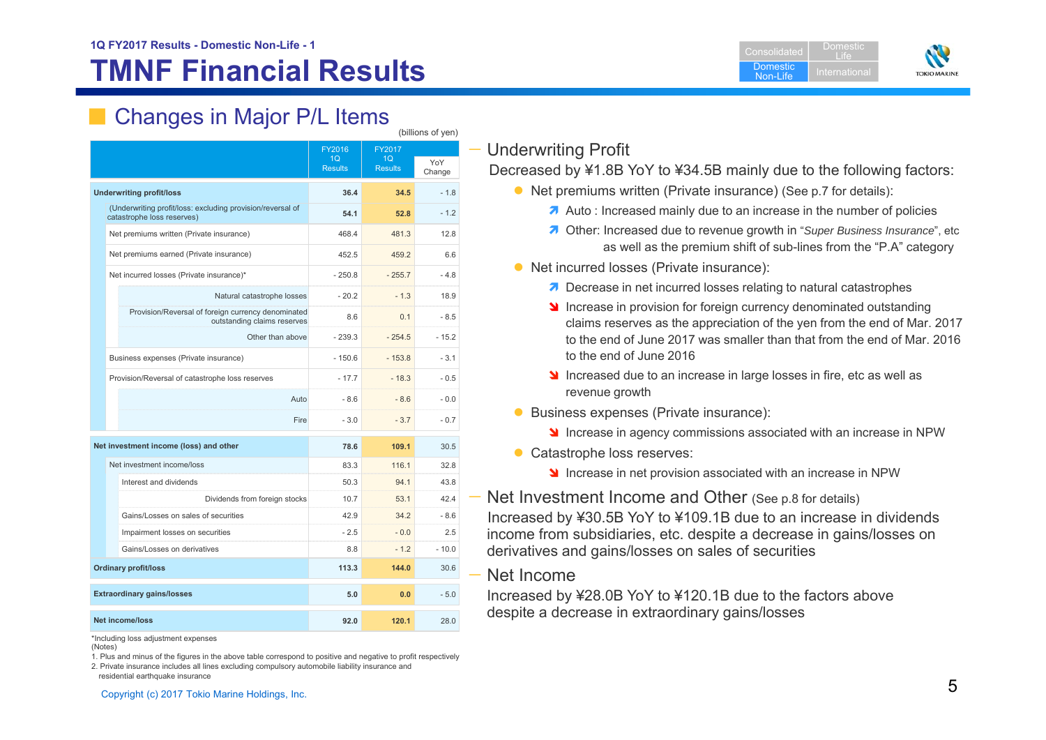1Q FY2017 Results - Domestic Non-Life - 1

# TMNF Financial Results

## Changes in Major P/L Items

(billions of yen)

| | FY2016 1Q Results | FY2017 1Q Results | YoY Change |
|---|---|---|---|
| **Underwriting profit/loss** | **36.4** | **34.5** | - 1.8 |
| (Underwriting profit/loss: excluding provision/reversal of catastrophe loss reserves) | **54.1** | **52.8** | - 1.2 |
| Net premiums written (Private insurance) | 468.4 | 481.3 | 12.8 |
| Net premiums earned (Private insurance) | 452.5 | 459.2 | 6.6 |
| Net incurred losses (Private insurance)* | - 250.8 | - 255.7 | - 4.8 |
| Natural catastrophe losses | - 20.2 | - 1.3 | 18.9 |
| Provision/Reversal of foreign currency denominated outstanding claims reserves | 8.6 | 0.1 | - 8.5 |
| Other than above | - 239.3 | - 254.5 | - 15.2 |
| Business expenses (Private insurance) | - 150.6 | - 153.8 | - 3.1 |
| Provision/Reversal of catastrophe loss reserves | - 17.7 | - 18.3 | - 0.5 |
| Auto | - 8.6 | - 8.6 | - 0.0 |
| Fire | - 3.0 | - 3.7 | - 0.7 |
| **Net investment income (loss) and other** | **78.6** | **109.1** | 30.5 |
| Net investment income/loss | 83.3 | 116.1 | 32.8 |
| Interest and dividends | 50.3 | 94.1 | 43.8 |
| Dividends from foreign stocks | 10.7 | 53.1 | 42.4 |
| Gains/Losses on sales of securities | 42.9 | 34.2 | - 8.6 |
| Impairment losses on securities | - 2.5 | - 0.0 | 2.5 |
| Gains/Losses on derivatives | 8.8 | - 1.2 | - 10.0 |
| **Ordinary profit/loss** | **113.3** | **144.0** | 30.6 |
| **Extraordinary gains/losses** | **5.0** | **0.0** | - 5.0 |
| **Net income/loss** | **92.0** | **120.1** | 28.0 |

*Including loss adjustment expenses

(Notes)

1. Plus and minus of the figures in the above table correspond to positive and negative to profit respectively
2. Private insurance includes all lines excluding compulsory automobile liability insurance and residential earthquake insurance

### Underwriting Profit

Decreased by ¥1.8B YoY to ¥34.5B mainly due to the following factors:

- Net premiums written (Private insurance) (See p.7 for details):
  - ↗ Auto : Increased mainly due to an increase in the number of policies
  - ↗ Other: Increased due to revenue growth in "*Super Business Insurance*", etc as well as the premium shift of sub-lines from the "P.A" category
- Net incurred losses (Private insurance):
  - ↗ Decrease in net incurred losses relating to natural catastrophes
  - ↘ Increase in provision for foreign currency denominated outstanding claims reserves as the appreciation of the yen from the end of Mar. 2017 to the end of June 2017 was smaller than that from the end of Mar. 2016 to the end of June 2016
  - ↘ Increased due to an increase in large losses in fire, etc as well as revenue growth
- Business expenses (Private insurance):
  - ↘ Increase in agency commissions associated with an increase in NPW
- Catastrophe loss reserves:
  - ↘ Increase in net provision associated with an increase in NPW

### Net Investment Income and Other (See p.8 for details)

Increased by ¥30.5B YoY to ¥109.1B due to an increase in dividends income from subsidiaries, etc. despite a decrease in gains/losses on derivatives and gains/losses on sales of securities

### Net Income

Increased by ¥28.0B YoY to ¥120.1B due to the factors above despite a decrease in extraordinary gains/losses

Copyright (c) 2017 Tokio Marine Holdings, Inc.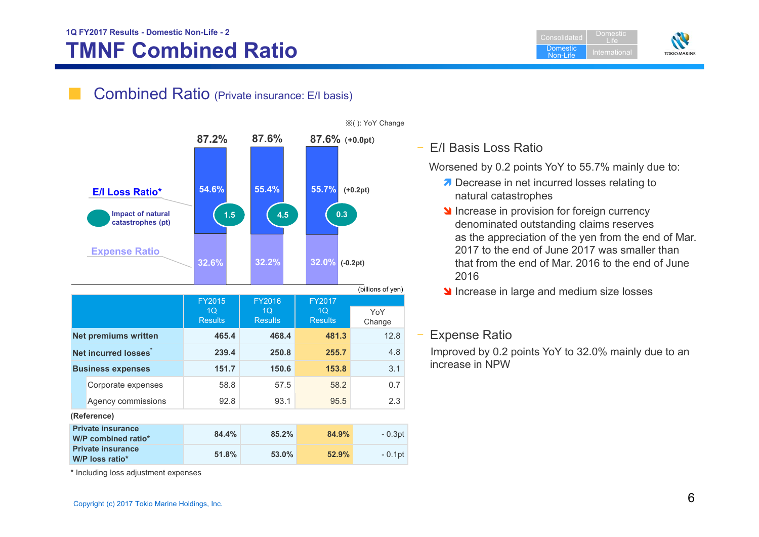1Q FY2017 Results - Domestic Non-Life - 2

# TMNF Combined Ratio

## Combined Ratio (Private insurance: E/I basis)

※( ): YoY Change

| | FY2015 1Q | FY2016 1Q | FY2017 1Q |
|---|---|---|---|
| Combined Ratio | 87.2% | 87.6% | 87.6% (+0.0pt) |
| E/I Loss Ratio* | 54.6% | 55.4% | 55.7% (+0.2pt) |
| Impact of natural catastrophes (pt) | 1.5 | 4.5 | 0.3 |
| Expense Ratio | 32.6% | 32.2% | 32.0% (-0.2pt) |

(billions of yen)

| | FY2015 1Q Results | FY2016 1Q Results | FY2017 1Q Results | YoY Change |
|---|---|---|---|---|
| **Net premiums written** | 465.4 | 468.4 | 481.3 | 12.8 |
| **Net incurred losses*** | 239.4 | 250.8 | 255.7 | 4.8 |
| **Business expenses** | 151.7 | 150.6 | 153.8 | 3.1 |
| Corporate expenses | 58.8 | 57.5 | 58.2 | 0.7 |
| Agency commissions | 92.8 | 93.1 | 95.5 | 2.3 |

**(Reference)**

| | | | | |
|---|---|---|---|---|
| **Private insurance W/P combined ratio*** | 84.4% | 85.2% | 84.9% | - 0.3pt |
| **Private insurance W/P loss ratio*** | 51.8% | 53.0% | 52.9% | - 0.1pt |

\* Including loss adjustment expenses

- E/I Basis Loss Ratio

  Worsened by 0.2 points YoY to 55.7% mainly due to:
  - ↗ Decrease in net incurred losses relating to natural catastrophes
  - ↘ Increase in provision for foreign currency denominated outstanding claims reserves as the appreciation of the yen from the end of Mar. 2017 to the end of June 2017 was smaller than that from the end of Mar. 2016 to the end of June 2016
  - ↘ Increase in large and medium size losses

- Expense Ratio

  Improved by 0.2 points YoY to 32.0% mainly due to an increase in NPW

Copyright (c) 2017 Tokio Marine Holdings, Inc.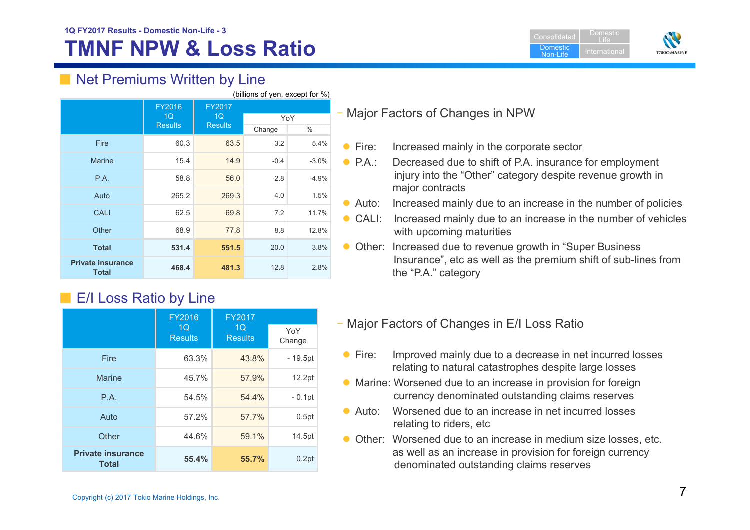1Q FY2017 Results - Domestic Non-Life - 3

# TMNF NPW & Loss Ratio

## Net Premiums Written by Line

(billions of yen, except for %)

| | FY2016 1Q Results | FY2017 1Q Results | YoY | |
|---|---|---|---|---|
| | | | Change | % |
| Fire | 60.3 | 63.5 | 3.2 | 5.4% |
| Marine | 15.4 | 14.9 | -0.4 | -3.0% |
| P.A. | 58.8 | 56.0 | -2.8 | -4.9% |
| Auto | 265.2 | 269.3 | 4.0 | 1.5% |
| CALI | 62.5 | 69.8 | 7.2 | 11.7% |
| Other | 68.9 | 77.8 | 8.8 | 12.8% |
| **Total** | **531.4** | **551.5** | 20.0 | 3.8% |
| **Private insurance Total** | **468.4** | **481.3** | 12.8 | 2.8% |

- Major Factors of Changes in NPW

- Fire: Increased mainly in the corporate sector
- P.A.: Decreased due to shift of P.A. insurance for employment injury into the "Other" category despite revenue growth in major contracts
- Auto: Increased mainly due to an increase in the number of policies
- CALI: Increased mainly due to an increase in the number of vehicles with upcoming maturities
- Other: Increased due to revenue growth in "Super Business Insurance", etc as well as the premium shift of sub-lines from the "P.A." category

## E/I Loss Ratio by Line

| | FY2016 1Q Results | FY2017 1Q Results | YoY Change |
|---|---|---|---|
| Fire | 63.3% | 43.8% | - 19.5pt |
| Marine | 45.7% | 57.9% | 12.2pt |
| P.A. | 54.5% | 54.4% | - 0.1pt |
| Auto | 57.2% | 57.7% | 0.5pt |
| Other | 44.6% | 59.1% | 14.5pt |
| **Private insurance Total** | **55.4%** | **55.7%** | 0.2pt |

- Major Factors of Changes in E/I Loss Ratio

- Fire: Improved mainly due to a decrease in net incurred losses relating to natural catastrophes despite large losses
- Marine: Worsened due to an increase in provision for foreign currency denominated outstanding claims reserves
- Auto: Worsened due to an increase in net incurred losses relating to riders, etc
- Other: Worsened due to an increase in medium size losses, etc. as well as an increase in provision for foreign currency denominated outstanding claims reserves

Copyright (c) 2017 Tokio Marine Holdings, Inc.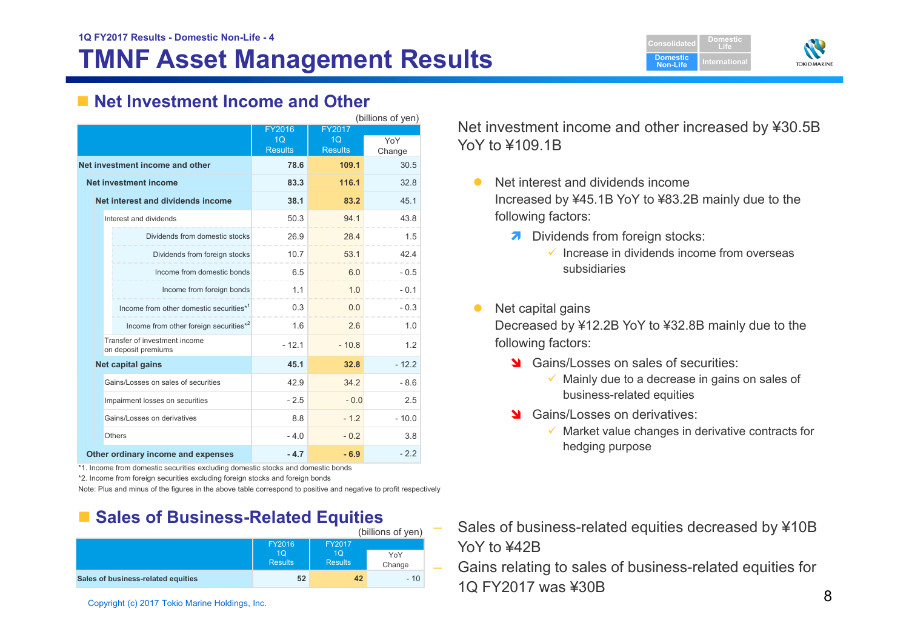1Q FY2017 Results - Domestic Non-Life - 4

# TMNF Asset Management Results

## Net Investment Income and Other

(billions of yen)

| | FY2016 1Q Results | FY2017 1Q Results | YoY Change |
|---|---|---|---|
| **Net investment income and other** | **78.6** | **109.1** | 30.5 |
| **Net investment income** | **83.3** | **116.1** | 32.8 |
| **Net interest and dividends income** | **38.1** | **83.2** | 45.1 |
| Interest and dividends | 50.3 | 94.1 | 43.8 |
| Dividends from domestic stocks | 26.9 | 28.4 | 1.5 |
| Dividends from foreign stocks | 10.7 | 53.1 | 42.4 |
| Income from domestic bonds | 6.5 | 6.0 | - 0.5 |
| Income from foreign bonds | 1.1 | 1.0 | - 0.1 |
| Income from other domestic securities*1 | 0.3 | 0.0 | - 0.3 |
| Income from other foreign securities*2 | 1.6 | 2.6 | 1.0 |
| Transfer of investment income on deposit premiums | - 12.1 | - 10.8 | 1.2 |
| **Net capital gains** | **45.1** | **32.8** | - 12.2 |
| Gains/Losses on sales of securities | 42.9 | 34.2 | - 8.6 |
| Impairment losses on securities | - 2.5 | - 0.0 | 2.5 |
| Gains/Losses on derivatives | 8.8 | - 1.2 | - 10.0 |
| Others | - 4.0 | - 0.2 | 3.8 |
| **Other ordinary income and expenses** | **- 4.7** | **- 6.9** | - 2.2 |

*1. Income from domestic securities excluding domestic stocks and domestic bonds

*2. Income from foreign securities excluding foreign stocks and foreign bonds

Note: Plus and minus of the figures in the above table correspond to positive and negative to profit respectively

Net investment income and other increased by ¥30.5B YoY to ¥109.1B

- Net interest and dividends income
  Increased by ¥45.1B YoY to ¥83.2B mainly due to the following factors:
  - ↗ Dividends from foreign stocks:
    - ✓ Increase in dividends income from overseas subsidiaries

- Net capital gains
  Decreased by ¥12.2B YoY to ¥32.8B mainly due to the following factors:
  - ↘ Gains/Losses on sales of securities:
    - ✓ Mainly due to a decrease in gains on sales of business-related equities
  - ↘ Gains/Losses on derivatives:
    - ✓ Market value changes in derivative contracts for hedging purpose

## Sales of Business-Related Equities

(billions of yen)

| | FY2016 1Q Results | FY2017 1Q Results | YoY Change |
|---|---|---|---|
| **Sales of business-related equities** | **52** | **42** | - 10 |

- Sales of business-related equities decreased by ¥10B YoY to ¥42B
- Gains relating to sales of business-related equities for 1Q FY2017 was ¥30B

Copyright (c) 2017 Tokio Marine Holdings, Inc.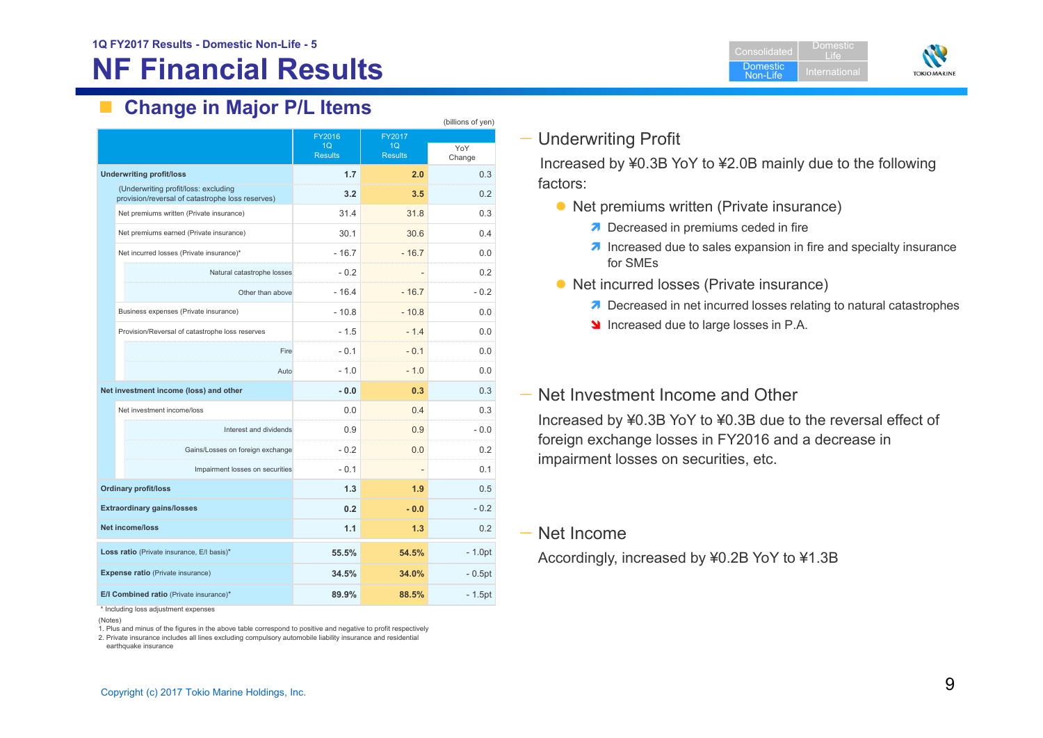1Q FY2017 Results - Domestic Non-Life - 5

# NF Financial Results

## Change in Major P/L Items

(billions of yen)

| | FY2016 1Q Results | FY2017 1Q Results | YoY Change |
|---|---|---|---|
| **Underwriting profit/loss** | **1.7** | **2.0** | 0.3 |
| (Underwriting profit/loss: excluding provision/reversal of catastrophe loss reserves) | **3.2** | **3.5** | 0.2 |
| Net premiums written (Private insurance) | 31.4 | 31.8 | 0.3 |
| Net premiums earned (Private insurance) | 30.1 | 30.6 | 0.4 |
| Net incurred losses (Private insurance)* | - 16.7 | - 16.7 | 0.0 |
| Natural catastrophe losses | - 0.2 | - | 0.2 |
| Other than above | - 16.4 | - 16.7 | - 0.2 |
| Business expenses (Private insurance) | - 10.8 | - 10.8 | 0.0 |
| Provision/Reversal of catastrophe loss reserves | - 1.5 | - 1.4 | 0.0 |
| Fire | - 0.1 | - 0.1 | 0.0 |
| Auto | - 1.0 | - 1.0 | 0.0 |
| **Net investment income (loss) and other** | **- 0.0** | **0.3** | 0.3 |
| Net investment income/loss | 0.0 | 0.4 | 0.3 |
| Interest and dividends | 0.9 | 0.9 | - 0.0 |
| Gains/Losses on foreign exchange | - 0.2 | 0.0 | 0.2 |
| Impairment losses on securities | - 0.1 | - | 0.1 |
| **Ordinary profit/loss** | **1.3** | **1.9** | 0.5 |
| **Extraordinary gains/losses** | **0.2** | **- 0.0** | - 0.2 |
| **Net income/loss** | **1.1** | **1.3** | 0.2 |
| **Loss ratio** (Private insurance, E/I basis)* | **55.5%** | **54.5%** | - 1.0pt |
| **Expense ratio** (Private insurance) | **34.5%** | **34.0%** | - 0.5pt |
| **E/I Combined ratio** (Private insurance)* | **89.9%** | **88.5%** | - 1.5pt |

\* Including loss adjustment expenses

(Notes)
1. Plus and minus of the figures in the above table correspond to positive and negative to profit respectively
2. Private insurance includes all lines excluding compulsory automobile liability insurance and residential earthquake insurance

### Underwriting Profit

Increased by ¥0.3B YoY to ¥2.0B mainly due to the following factors:

- Net premiums written (Private insurance)
  - ↗ Decreased in premiums ceded in fire
  - ↗ Increased due to sales expansion in fire and specialty insurance for SMEs
- Net incurred losses (Private insurance)
  - ↗ Decreased in net incurred losses relating to natural catastrophes
  - ↘ Increased due to large losses in P.A.

### Net Investment Income and Other

Increased by ¥0.3B YoY to ¥0.3B due to the reversal effect of foreign exchange losses in FY2016 and a decrease in impairment losses on securities, etc.

### Net Income

Accordingly, increased by ¥0.2B YoY to ¥1.3B

Copyright (c) 2017 Tokio Marine Holdings, Inc.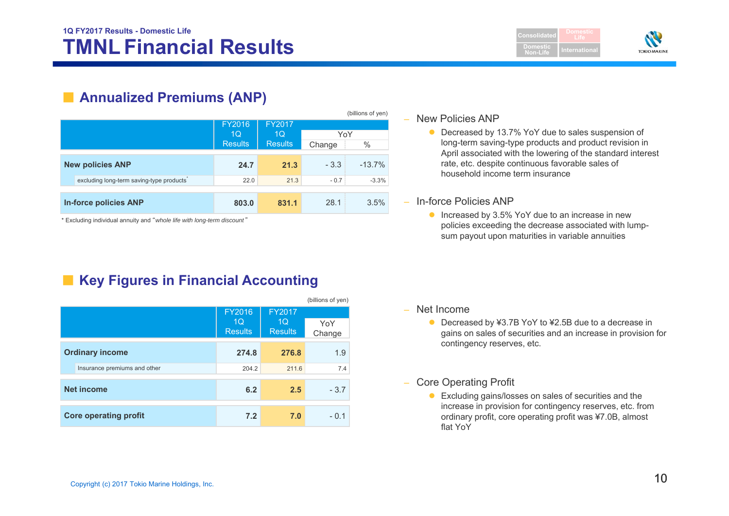1Q FY2017 Results - Domestic Life

# TMNL Financial Results

## Annualized Premiums (ANP)

(billions of yen)

| | FY2016 1Q Results | FY2017 1Q Results | YoY Change | YoY % |
|---|---|---|---|---|
| **New policies ANP** | **24.7** | **21.3** | - 3.3 | -13.7% |
| excluding long-term saving-type products* | 22.0 | 21.3 | - 0.7 | -3.3% |
| **In-force policies ANP** | **803.0** | **831.1** | 28.1 | 3.5% |

\* Excluding individual annuity and "*whole life with long-term discount*"

– New Policies ANP
  - Decreased by 13.7% YoY due to sales suspension of long-term saving-type products and product revision in April associated with the lowering of the standard interest rate, etc. despite continuous favorable sales of household income term insurance

– In-force Policies ANP
  - Increased by 3.5% YoY due to an increase in new policies exceeding the decrease associated with lump-sum payout upon maturities in variable annuities

## Key Figures in Financial Accounting

(billions of yen)

| | FY2016 1Q Results | FY2017 1Q Results | YoY Change |
|---|---|---|---|
| **Ordinary income** | **274.8** | **276.8** | 1.9 |
| Insurance premiums and other | 204.2 | 211.6 | 7.4 |
| **Net income** | **6.2** | **2.5** | - 3.7 |
| **Core operating profit** | **7.2** | **7.0** | - 0.1 |

– Net Income
  - Decreased by ¥3.7B YoY to ¥2.5B due to a decrease in gains on sales of securities and an increase in provision for contingency reserves, etc.

– Core Operating Profit
  - Excluding gains/losses on sales of securities and the increase in provision for contingency reserves, etc. from ordinary profit, core operating profit was ¥7.0B, almost flat YoY

Copyright (c) 2017 Tokio Marine Holdings, Inc.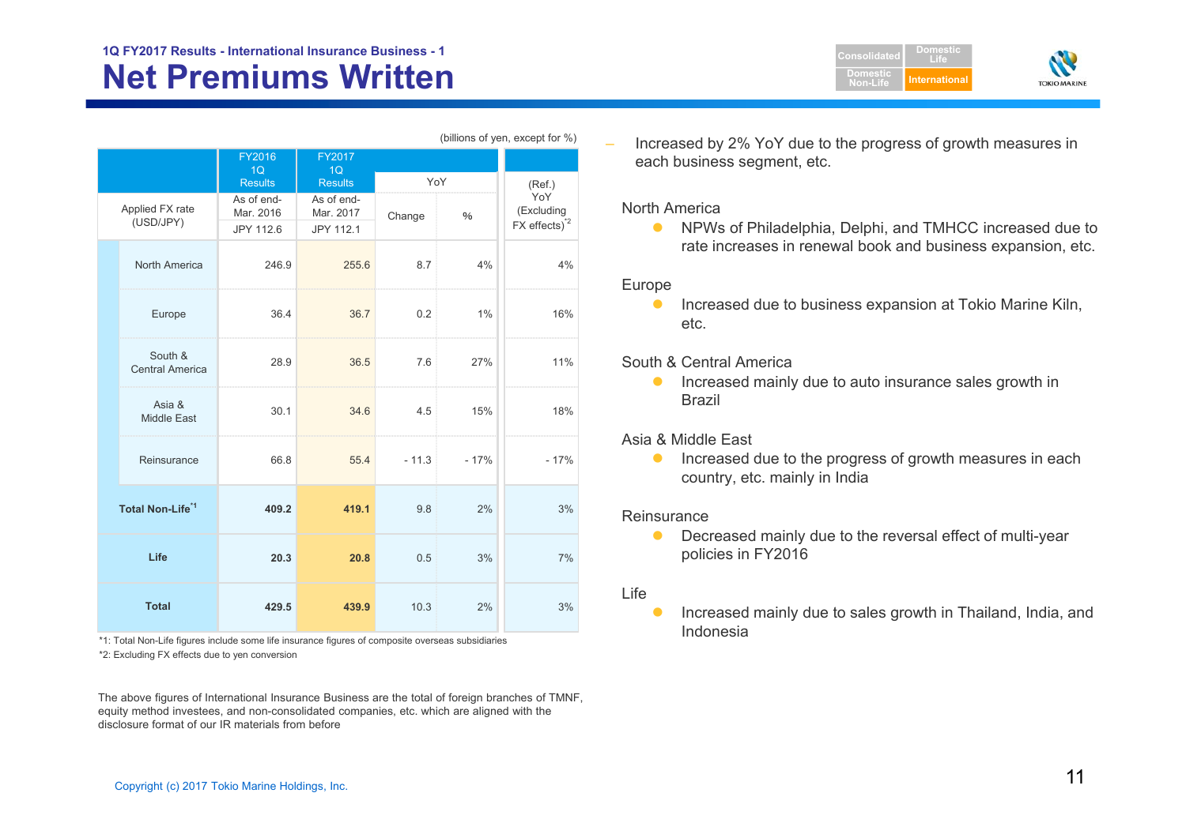1Q FY2017 Results - International Insurance Business - 1

# Net Premiums Written

(billions of yen, except for %)

| | FY2016 1Q Results | FY2017 1Q Results | YoY | | (Ref.) YoY (Excluding FX effects)[2] |
|---|---|---|---|---|---|
| | | | Change | % | |
| Applied FX rate (USD/JPY) | As of end-Mar. 2016 JPY 112.6 | As of end-Mar. 2017 JPY 112.1 | | | |
| North America | 246.9 | 255.6 | 8.7 | 4% | 4% |
| Europe | 36.4 | 36.7 | 0.2 | 1% | 16% |
| South & Central America | 28.9 | 36.5 | 7.6 | 27% | 11% |
| Asia & Middle East | 30.1 | 34.6 | 4.5 | 15% | 18% |
| Reinsurance | 66.8 | 55.4 | - 11.3 | - 17% | - 17% |
| **Total Non-Life[1]** | **409.2** | **419.1** | 9.8 | 2% | 3% |
| **Life** | **20.3** | **20.8** | 0.5 | 3% | 7% |
| **Total** | **429.5** | **439.9** | 10.3 | 2% | 3% |

*1: Total Non-Life figures include some life insurance figures of composite overseas subsidiaries

*2: Excluding FX effects due to yen conversion

The above figures of International Insurance Business are the total of foreign branches of TMNF, equity method investees, and non-consolidated companies, etc. which are aligned with the disclosure format of our IR materials from before

– Increased by 2% YoY due to the progress of growth measures in each business segment, etc.

North America

- NPWs of Philadelphia, Delphi, and TMHCC increased due to rate increases in renewal book and business expansion, etc.

Europe

- Increased due to business expansion at Tokio Marine Kiln, etc.

South & Central America

- Increased mainly due to auto insurance sales growth in Brazil

Asia & Middle East

- Increased due to the progress of growth measures in each country, etc. mainly in India

Reinsurance

- Decreased mainly due to the reversal effect of multi-year policies in FY2016

Life

- Increased mainly due to sales growth in Thailand, India, and Indonesia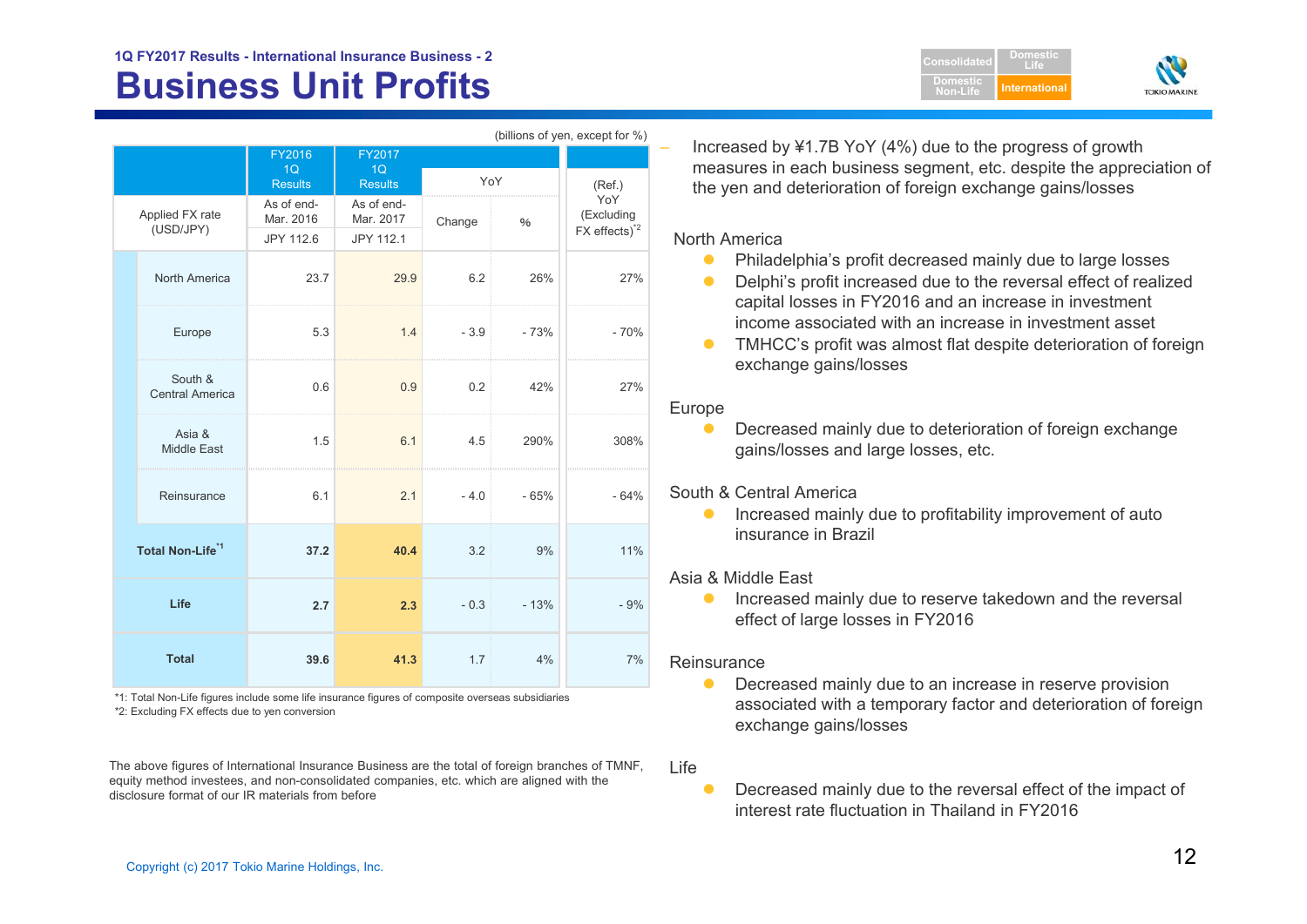1Q FY2017 Results - International Insurance Business - 2

# Business Unit Profits

(billions of yen, except for %)

| | FY2016 1Q Results | FY2017 1Q Results | YoY | | (Ref.) YoY (Excluding FX effects)[*2] |
|---|---|---|---|---|---|
| Applied FX rate (USD/JPY) | As of end-Mar. 2016 JPY 112.6 | As of end-Mar. 2017 JPY 112.1 | Change | % | |
| North America | 23.7 | 29.9 | 6.2 | 26% | 27% |
| Europe | 5.3 | 1.4 | - 3.9 | - 73% | - 70% |
| South & Central America | 0.6 | 0.9 | 0.2 | 42% | 27% |
| Asia & Middle East | 1.5 | 6.1 | 4.5 | 290% | 308% |
| Reinsurance | 6.1 | 2.1 | - 4.0 | - 65% | - 64% |
| **Total Non-Life[*1]** | **37.2** | **40.4** | 3.2 | 9% | 11% |
| **Life** | **2.7** | **2.3** | - 0.3 | - 13% | - 9% |
| **Total** | **39.6** | **41.3** | 1.7 | 4% | 7% |

*1: Total Non-Life figures include some life insurance figures of composite overseas subsidiaries
*2: Excluding FX effects due to yen conversion

The above figures of International Insurance Business are the total of foreign branches of TMNF, equity method investees, and non-consolidated companies, etc. which are aligned with the disclosure format of our IR materials from before

- Increased by ¥1.7B YoY (4%) due to the progress of growth measures in each business segment, etc. despite the appreciation of the yen and deterioration of foreign exchange gains/losses

North America
- Philadelphia's profit decreased mainly due to large losses
- Delphi's profit increased due to the reversal effect of realized capital losses in FY2016 and an increase in investment income associated with an increase in investment asset
- TMHCC's profit was almost flat despite deterioration of foreign exchange gains/losses

Europe
- Decreased mainly due to deterioration of foreign exchange gains/losses and large losses, etc.

South & Central America
- Increased mainly due to profitability improvement of auto insurance in Brazil

Asia & Middle East
- Increased mainly due to reserve takedown and the reversal effect of large losses in FY2016

Reinsurance
- Decreased mainly due to an increase in reserve provision associated with a temporary factor and deterioration of foreign exchange gains/losses

Life
- Decreased mainly due to the reversal effect of the impact of interest rate fluctuation in Thailand in FY2016

Copyright (c) 2017 Tokio Marine Holdings, Inc.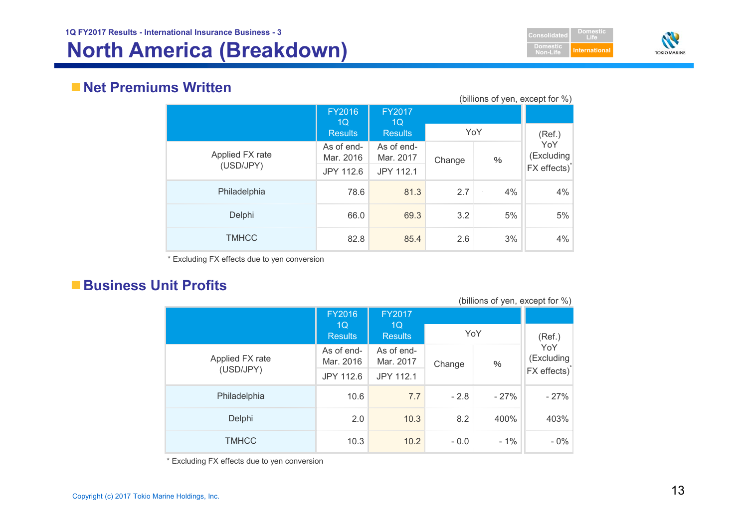1Q FY2017 Results - International Insurance Business - 3

# North America (Breakdown)

## Net Premiums Written

(billions of yen, except for %)

| | FY2016 1Q Results | FY2017 1Q Results | YoY | | (Ref.) YoY (Excluding FX effects)* |
|---|---|---|---|---|---|
| Applied FX rate (USD/JPY) | As of end-Mar. 2016 JPY 112.6 | As of end-Mar. 2017 JPY 112.1 | Change | % | |
| Philadelphia | 78.6 | 81.3 | 2.7 | 4% | 4% |
| Delphi | 66.0 | 69.3 | 3.2 | 5% | 5% |
| TMHCC | 82.8 | 85.4 | 2.6 | 3% | 4% |

* Excluding FX effects due to yen conversion

## Business Unit Profits

(billions of yen, except for %)

| | FY2016 1Q Results | FY2017 1Q Results | YoY | | (Ref.) YoY (Excluding FX effects)* |
|---|---|---|---|---|---|
| Applied FX rate (USD/JPY) | As of end-Mar. 2016 JPY 112.6 | As of end-Mar. 2017 JPY 112.1 | Change | % | |
| Philadelphia | 10.6 | 7.7 | - 2.8 | - 27% | - 27% |
| Delphi | 2.0 | 10.3 | 8.2 | 400% | 403% |
| TMHCC | 10.3 | 10.2 | - 0.0 | - 1% | - 0% |

* Excluding FX effects due to yen conversion

Copyright (c) 2017 Tokio Marine Holdings, Inc.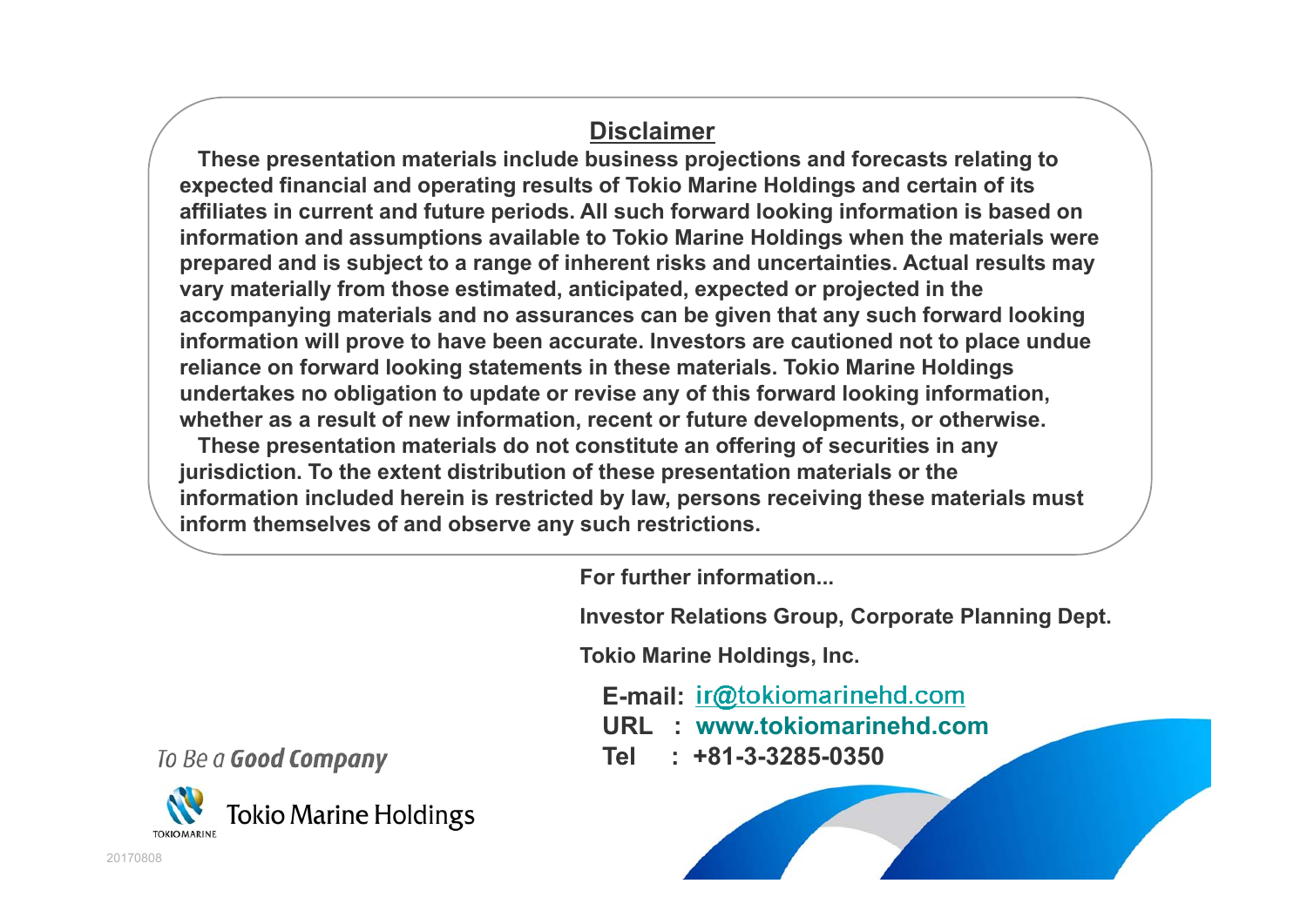## Disclaimer

These presentation materials include business projections and forecasts relating to expected financial and operating results of Tokio Marine Holdings and certain of its affiliates in current and future periods. All such forward looking information is based on information and assumptions available to Tokio Marine Holdings when the materials were prepared and is subject to a range of inherent risks and uncertainties. Actual results may vary materially from those estimated, anticipated, expected or projected in the accompanying materials and no assurances can be given that any such forward looking information will prove to have been accurate. Investors are cautioned not to place undue reliance on forward looking statements in these materials. Tokio Marine Holdings undertakes no obligation to update or revise any of this forward looking information, whether as a result of new information, recent or future developments, or otherwise.

These presentation materials do not constitute an offering of securities in any jurisdiction. To the extent distribution of these presentation materials or the information included herein is restricted by law, persons receiving these materials must inform themselves of and observe any such restrictions.

**For further information...**

**Investor Relations Group, Corporate Planning Dept.**

**Tokio Marine Holdings, Inc.**

**E-mail:** ir@tokiomarinehd.com
**URL :** www.tokiomarinehd.com
**Tel : +81-3-3285-0350**

*To Be a **Good Company***

Tokio Marine Holdings

20170808